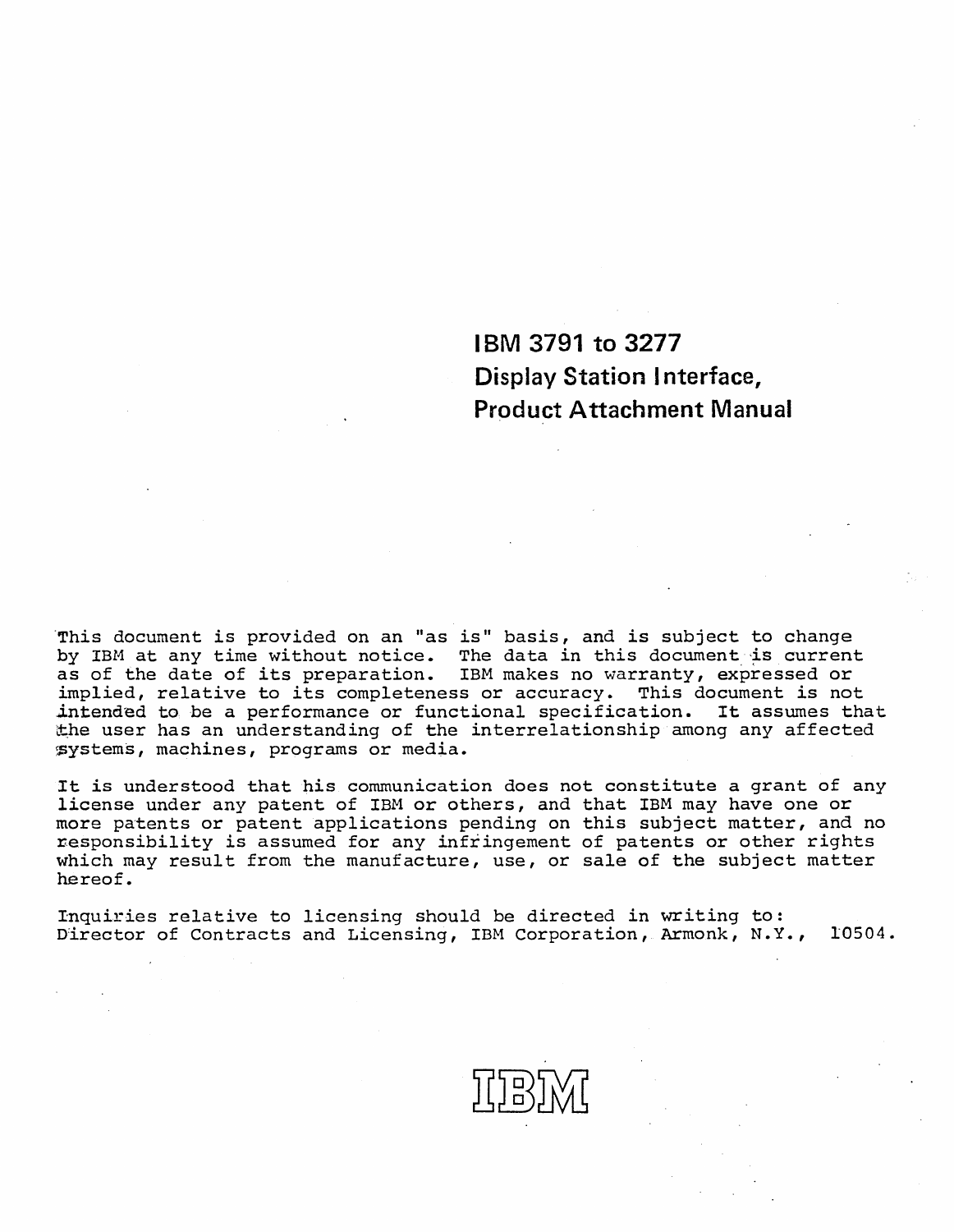# IBM 3791 to 3277 Display Station Interface, Product Attachment Manual

This document is provided on an "as is" basis, and is subject to change by IBM at any time without notice. The data in this document is current as of the date of its preparation. IBM makes no warranty, expressed or implied, relative to its completeness or accuracy. This document is not intended to be a performance or functional specification. It assumes that the user has an understanding of the interrelationship among any affected systems, machines, programs or media.

It is understood that his communication does not constitute a grant of any license under any patent of IBM or others, and that IBM may have one or more patents or patent applications pending on this subject matter, and no responsibility is assumed for any infringement of patents or other rights which may result from the manufacture, use, or sale of the subject matter hereof.

Inquiries relative to licensing should be directed in writing to:
Director of Contracts and Licensing, IBM Corporation, Armonk, N.Y., 10504.

IBM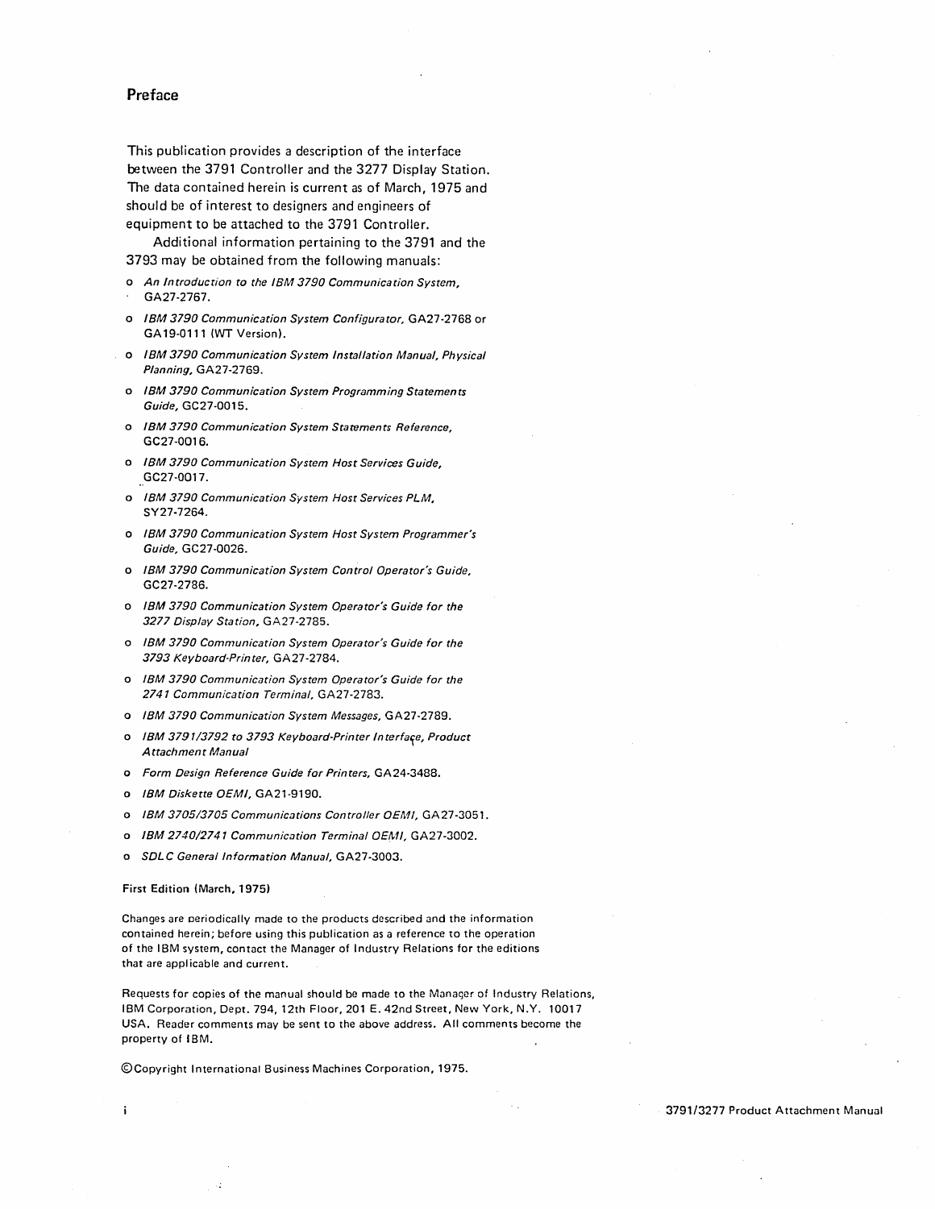## Preface

This publication provides a description of the interface between the 3791 Controller and the 3277 Display Station. The data contained herein is current as of March, 1975 and should be of interest to designers and engineers of equipment to be attached to the 3791 Controller.

Additional information pertaining to the 3791 and the 3793 may be obtained from the following manuals:

- *An Introduction to the IBM 3790 Communication System,* GA27-2767.
- *IBM 3790 Communication System Configurator,* GA27-2768 or GA19-0111 (WT Version).
- *IBM 3790 Communication System Installation Manual, Physical Planning,* GA27-2769.
- *IBM 3790 Communication System Programming Statements Guide,* GC27-0015.
- *IBM 3790 Communication System Statements Reference,* GC27-0016.
- *IBM 3790 Communication System Host Services Guide,* GC27-0017.
- *IBM 3790 Communication System Host Services PLM,* SY27-7264.
- *IBM 3790 Communication System Host System Programmer's Guide,* GC27-0026.
- *IBM 3790 Communication System Control Operator's Guide,* GC27-2786.
- *IBM 3790 Communication System Operator's Guide for the 3277 Display Station,* GA27-2785.
- *IBM 3790 Communication System Operator's Guide for the 3793 Keyboard-Printer,* GA27-2784.
- *IBM 3790 Communication System Operator's Guide for the 2741 Communication Terminal,* GA27-2783.
- *IBM 3790 Communication System Messages,* GA27-2789.
- *IBM 3791/3792 to 3793 Keyboard-Printer Interface, Product Attachment Manual*
- *Form Design Reference Guide for Printers,* GA24-3488.
- *IBM Diskette OEMI,* GA21-9190.
- *IBM 3705/3705 Communications Controller OEMI,* GA27-3051.
- *IBM 2740/2741 Communication Terminal OEMI,* GA27-3002.
- *SDLC General Information Manual,* GA27-3003.

**First Edition (March, 1975)**

Changes are periodically made to the products described and the information contained herein; before using this publication as a reference to the operation of the IBM system, contact the Manager of Industry Relations for the editions that are applicable and current.

Requests for copies of the manual should be made to the Manager of Industry Relations, IBM Corporation, Dept. 794, 12th Floor, 201 E. 42nd Street, New York, N.Y. 10017 USA. Reader comments may be sent to the above address. All comments become the property of IBM.

©Copyright International Business Machines Corporation, 1975.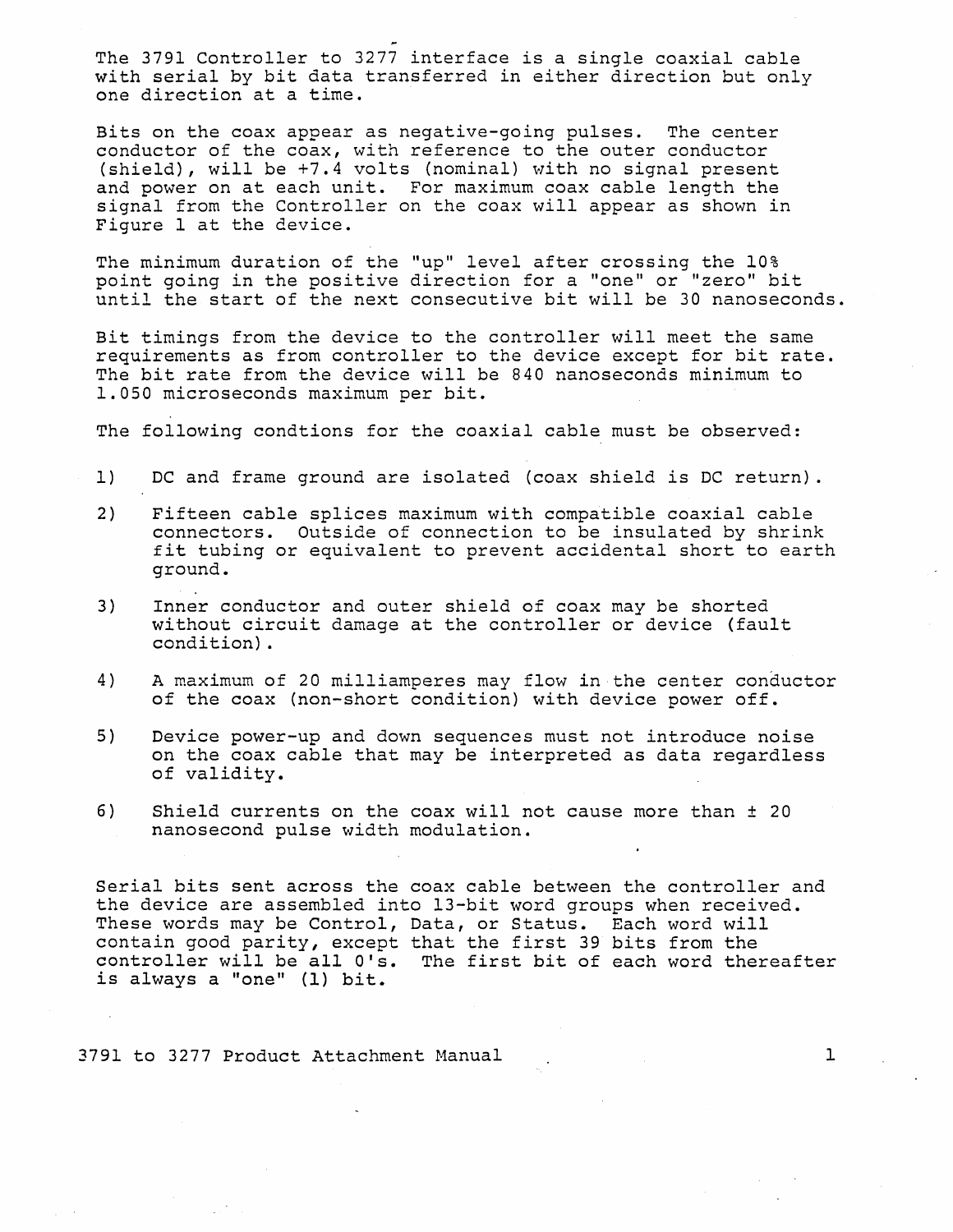The 3791 Controller to 3277 interface is a single coaxial cable with serial by bit data transferred in either direction but only one direction at a time.

Bits on the coax appear as negative-going pulses. The center conductor of the coax, with reference to the outer conductor (shield), will be +7.4 volts (nominal) with no signal present and power on at each unit. For maximum coax cable length the signal from the Controller on the coax will appear as shown in Figure 1 at the device.

The minimum duration of the "up" level after crossing the 10% point going in the positive direction for a "one" or "zero" bit until the start of the next consecutive bit will be 30 nanoseconds.

Bit timings from the device to the controller will meet the same requirements as from controller to the device except for bit rate. The bit rate from the device will be 840 nanoseconds minimum to 1.050 microseconds maximum per bit.

The following condtions for the coaxial cable must be observed:

1) DC and frame ground are isolated (coax shield is DC return).

2) Fifteen cable splices maximum with compatible coaxial cable connectors. Outside of connection to be insulated by shrink fit tubing or equivalent to prevent accidental short to earth ground.

3) Inner conductor and outer shield of coax may be shorted without circuit damage at the controller or device (fault condition).

4) A maximum of 20 milliamperes may flow in the center conductor of the coax (non-short condition) with device power off.

5) Device power-up and down sequences must not introduce noise on the coax cable that may be interpreted as data regardless of validity.

6) Shield currents on the coax will not cause more than ± 20 nanosecond pulse width modulation.

Serial bits sent across the coax cable between the controller and the device are assembled into 13-bit word groups when received. These words may be Control, Data, or Status. Each word will contain good parity, except that the first 39 bits from the controller will be all 0's. The first bit of each word thereafter is always a "one" (1) bit.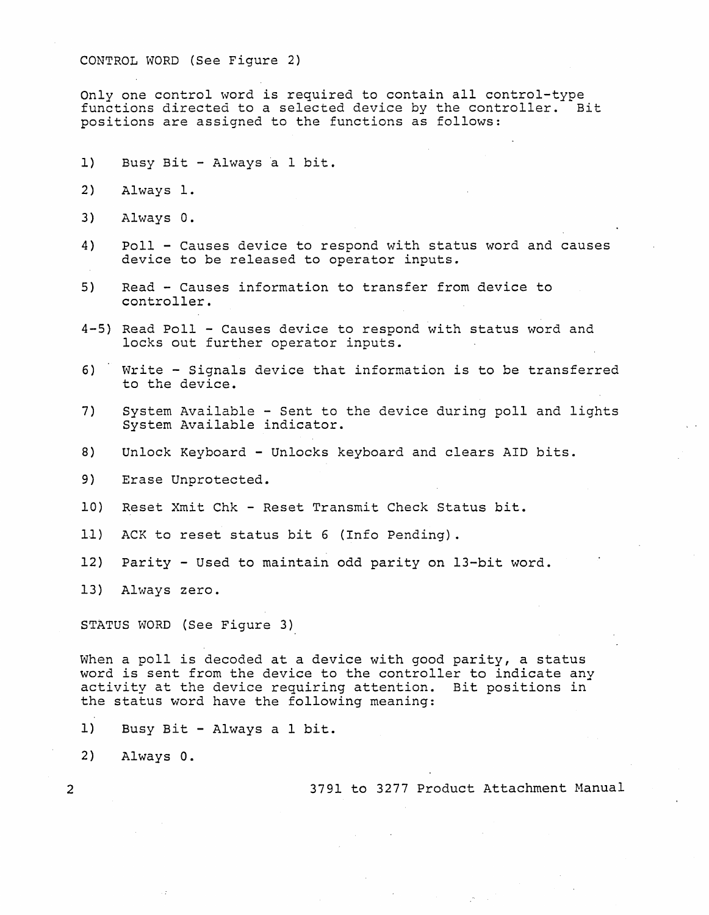CONTROL WORD (See Figure 2)

Only one control word is required to contain all control-type functions directed to a selected device by the controller. Bit positions are assigned to the functions as follows:

1) Busy Bit - Always a 1 bit.

2) Always 1.

3) Always 0.

4) Poll - Causes device to respond with status word and causes device to be released to operator inputs.

5) Read - Causes information to transfer from device to controller.

4-5) Read Poll - Causes device to respond with status word and locks out further operator inputs.

6) Write - Signals device that information is to be transferred to the device.

7) System Available - Sent to the device during poll and lights System Available indicator.

8) Unlock Keyboard - Unlocks keyboard and clears AID bits.

9) Erase Unprotected.

10) Reset Xmit Chk - Reset Transmit Check Status bit.

11) ACK to reset status bit 6 (Info Pending).

12) Parity - Used to maintain odd parity on 13-bit word.

13) Always zero.

STATUS WORD (See Figure 3)

When a poll is decoded at a device with good parity, a status word is sent from the device to the controller to indicate any activity at the device requiring attention. Bit positions in the status word have the following meaning:

1) Busy Bit - Always a 1 bit.

2) Always 0.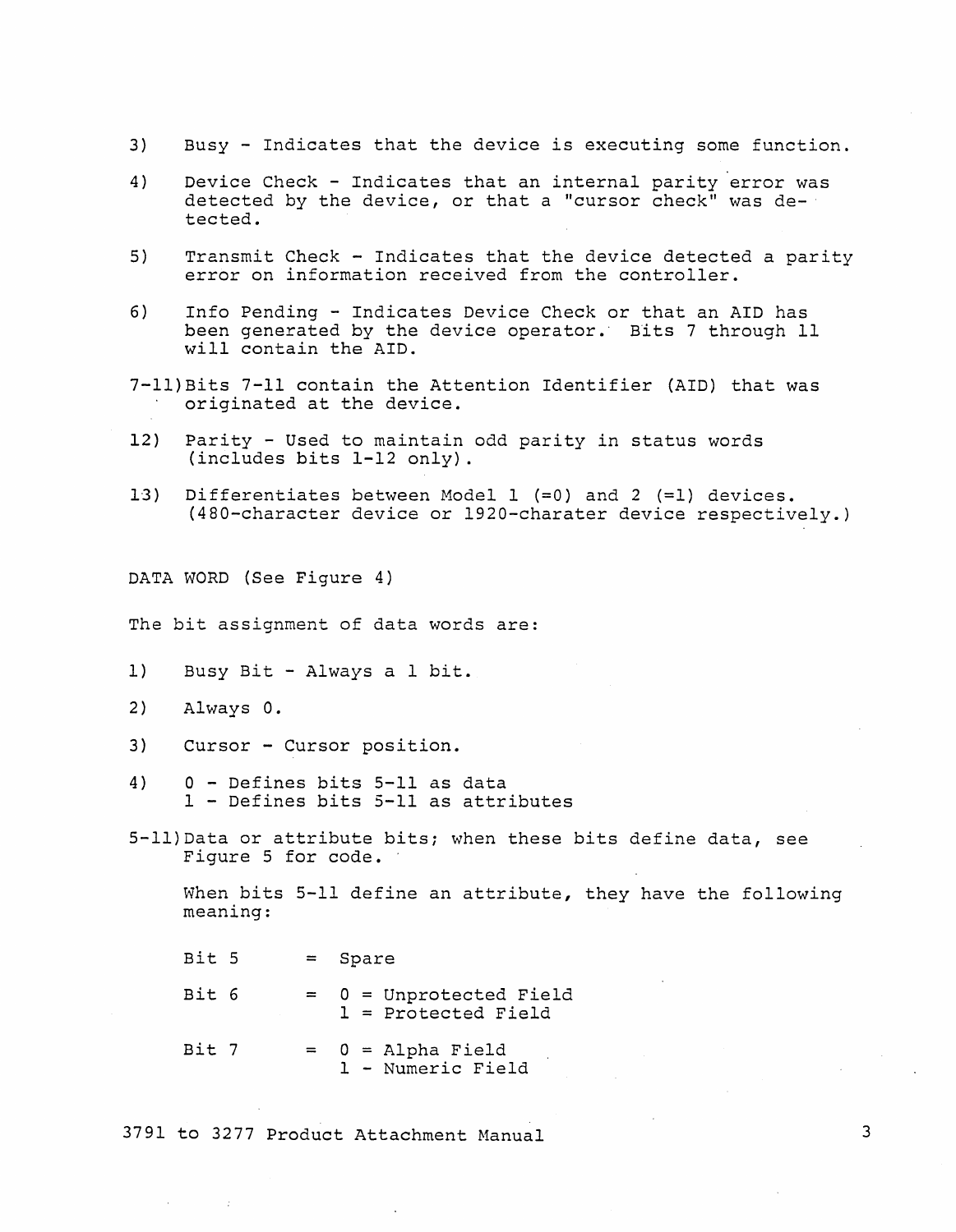3) Busy - Indicates that the device is executing some function.

4) Device Check - Indicates that an internal parity error was detected by the device, or that a "cursor check" was detected.

5) Transmit Check - Indicates that the device detected a parity error on information received from the controller.

6) Info Pending - Indicates Device Check or that an AID has been generated by the device operator. Bits 7 through 11 will contain the AID.

7-11) Bits 7-11 contain the Attention Identifier (AID) that was originated at the device.

12) Parity - Used to maintain odd parity in status words (includes bits 1-12 only).

13) Differentiates between Model 1 (=0) and 2 (=1) devices. (480-character device or 1920-charater device respectively.)

DATA WORD (See Figure 4)

The bit assignment of data words are:

1) Busy Bit - Always a 1 bit.

2) Always 0.

3) Cursor - Cursor position.

4) 0 - Defines bits 5-11 as data
   1 - Defines bits 5-11 as attributes

5-11) Data or attribute bits; when these bits define data, see Figure 5 for code.

When bits 5-11 define an attribute, they have the following meaning:

| | | |
|---|---|---|
| Bit 5 | = | Spare |
| Bit 6 | = | 0 = Unprotected Field<br>1 = Protected Field |
| Bit 7 | = | 0 = Alpha Field<br>1 - Numeric Field |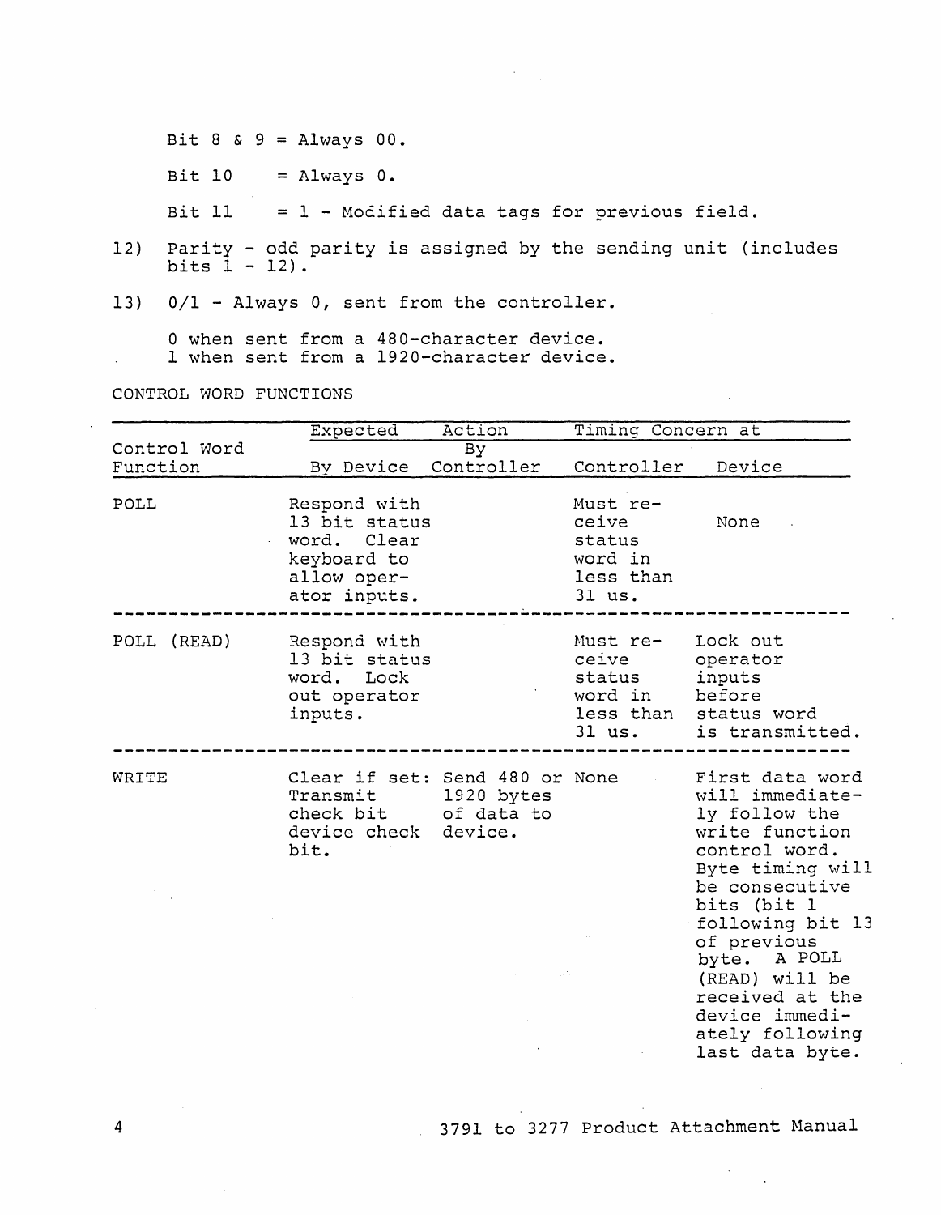Bit 8 & 9 = Always 00.

Bit 10 = Always 0.

Bit 11 = 1 - Modified data tags for previous field.

12) Parity - odd parity is assigned by the sending unit (includes bits 1 - 12).

13) 0/1 - Always 0, sent from the controller.

 0 when sent from a 480-character device.
 1 when sent from a 1920-character device.

CONTROL WORD FUNCTIONS

| Control Word Function | Expected By Device | Action By Controller | Timing Concern at Controller | Timing Concern at Device |
|---|---|---|---|---|
| POLL | Respond with 13 bit status word. Clear keyboard to allow operator inputs. | | Must receive status word in less than 31 us. | None |
| POLL (READ) | Respond with 13 bit status word. Lock out operator inputs. | | Must receive status word in less than 31 us. | Lock out operator inputs before status word is transmitted. |
| WRITE | Clear if set: Transmit check bit device check bit. | Send 480 or 1920 bytes of data to device. | None | First data word will immediately follow the write function control word. Byte timing will be consecutive bits (bit 1 following bit 13 of previous byte. A POLL (READ) will be received at the device immediately following last data byte. |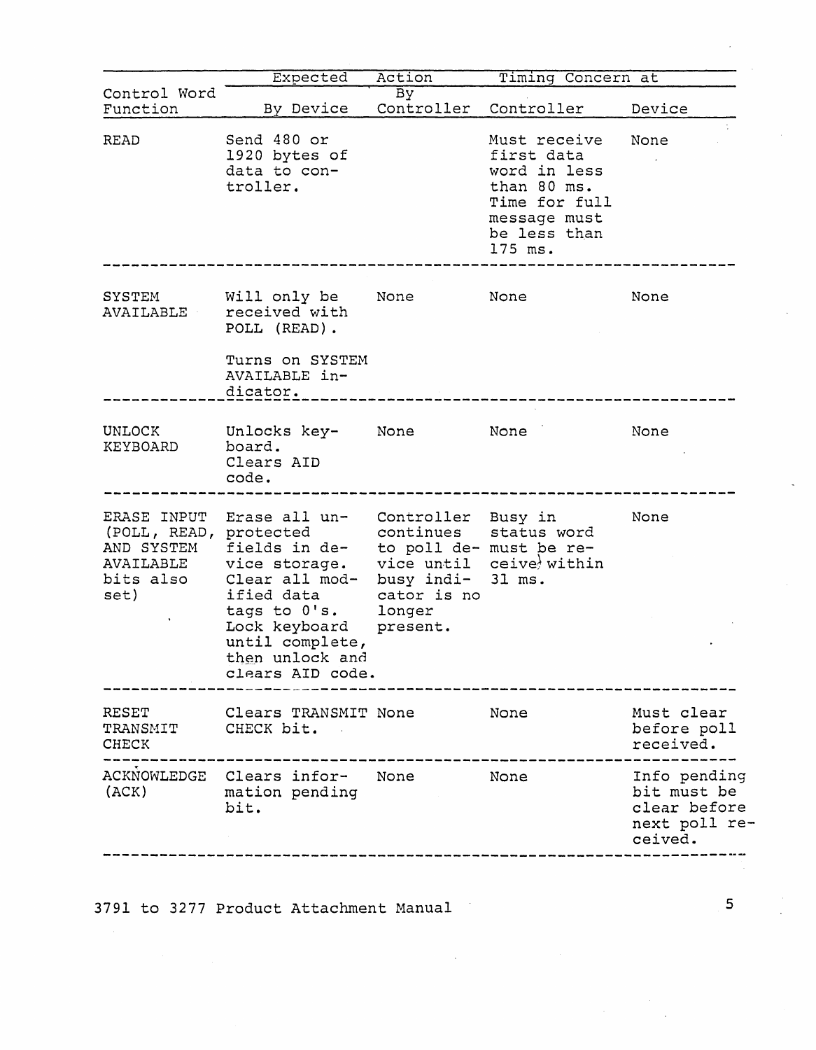| Control Word Function | Expected By Device | Action By Controller | Timing Concern at Controller | Timing Concern at Device |
|---|---|---|---|---|
| READ | Send 480 or 1920 bytes of data to controller. | | Must receive first data word in less than 80 ms. Time for full message must be less than 175 ms. | None |
| SYSTEM AVAILABLE | Will only be received with POLL (READ). Turns on SYSTEM AVAILABLE indicator. | None | None | None |
| UNLOCK KEYBOARD | Unlocks keyboard. Clears AID code. | None | None | None |
| ERASE INPUT (POLL, READ, AND SYSTEM AVAILABLE bits also set) | Erase all unprotected fields in device storage. Clear all modified data tags to 0's. Lock keyboard until complete, then unlock and clears AID code. | Controller continues to poll device until busy indicator is no longer present. | Busy in status word must be received within 31 ms. | None |
| RESET TRANSMIT CHECK | Clears TRANSMIT CHECK bit. | None | None | Must clear before poll received. |
| ACKNOWLEDGE (ACK) | Clears information pending bit. | None | None | Info pending bit must be clear before next poll received. |

3791 to 3277 Product Attachment Manual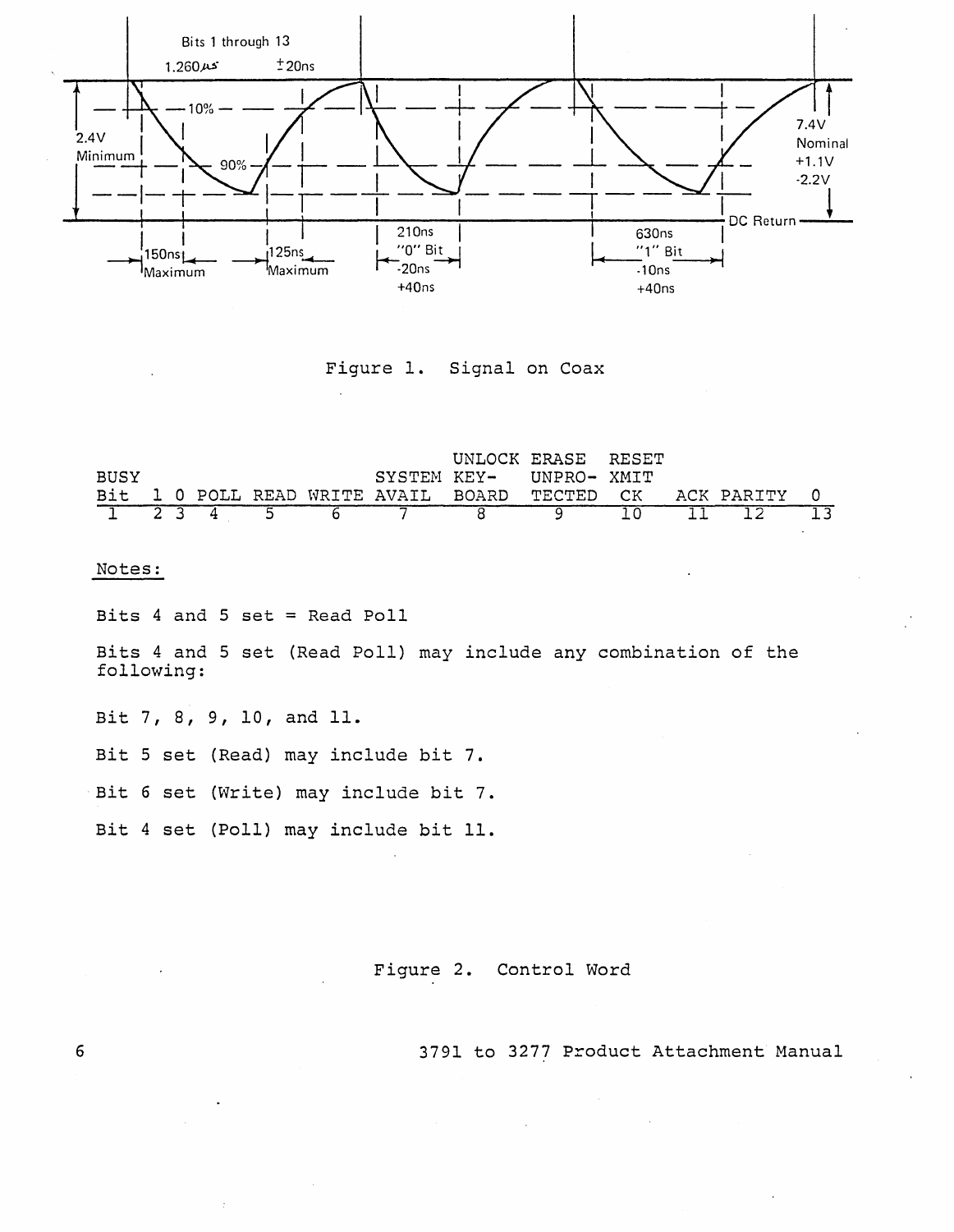Bits 1 through 13

1.260μs ±20ns

10%

90%

2.4V Minimum

7.4V Nominal +1.1V -2.2V

DC Return

150ns Maximum

125ns Maximum

210ns "0" Bit -20ns +40ns

630ns "1" Bit -10ns +40ns

Figure 1. Signal on Coax

| BUSY Bit | 1 | 0 | POLL | READ | WRITE | SYSTEM AVAIL | UNLOCK KEY-BOARD | ERASE UNPRO-TECTED | RESET XMIT CK | ACK | PARITY | 0 |
|---|---|---|---|---|---|---|---|---|---|---|---|---|
| 1 | 2 | 3 | 4 | 5 | 6 | 7 | 8 | 9 | 10 | 11 | 12 | 13 |

Notes:

Bits 4 and 5 set = Read Poll

Bits 4 and 5 set (Read Poll) may include any combination of the following:

Bit 7, 8, 9, 10, and 11.

Bit 5 set (Read) may include bit 7.

Bit 6 set (Write) may include bit 7.

Bit 4 set (Poll) may include bit 11.

Figure 2. Control Word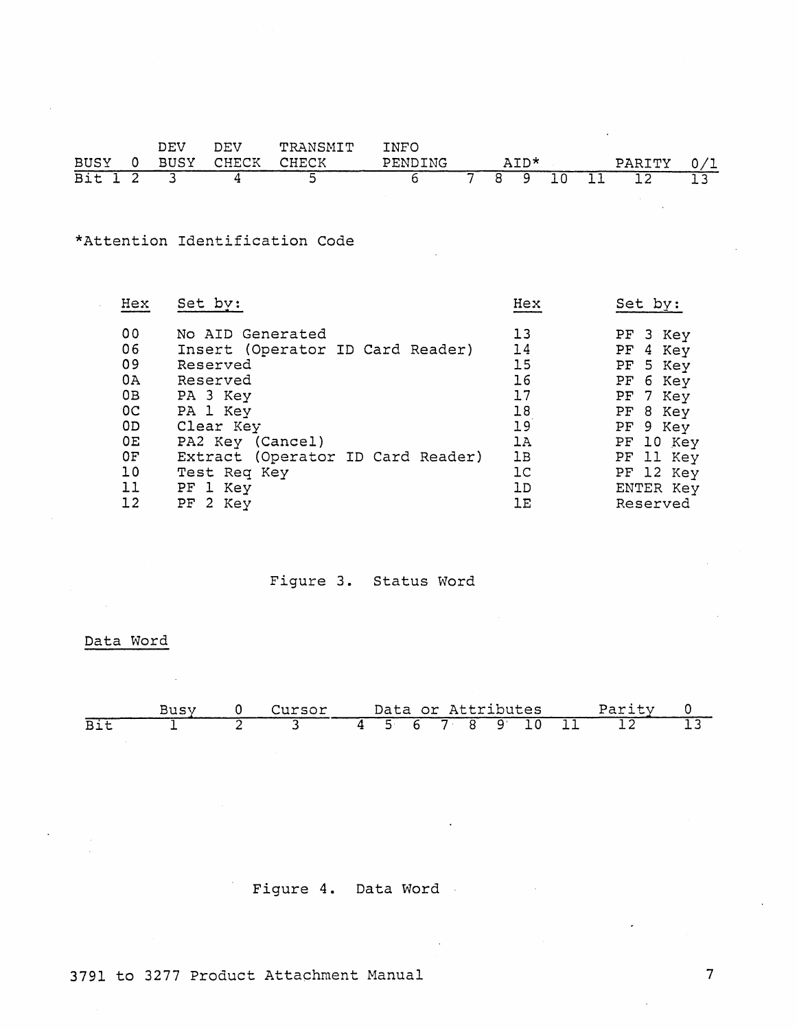| BUSY | 0 | DEV BUSY | DEV CHECK | TRANSMIT CHECK | INFO PENDING | | AID* | | | | PARITY | 0/1 |
|---|---|---|---|---|---|---|---|---|---|---|---|---|
| Bit 1 | 2 | 3 | 4 | 5 | 6 | 7 | 8 | 9 | 10 | 11 | 12 | 13 |

*Attention Identification Code

| Hex | Set by: | Hex | Set by: |
|---|---|---|---|
| 00 | No AID Generated | 13 | PF 3 Key |
| 06 | Insert (Operator ID Card Reader) | 14 | PF 4 Key |
| 09 | Reserved | 15 | PF 5 Key |
| 0A | Reserved | 16 | PF 6 Key |
| 0B | PA 3 Key | 17 | PF 7 Key |
| 0C | PA 1 Key | 18 | PF 8 Key |
| 0D | Clear Key | 19 | PF 9 Key |
| 0E | PA2 Key (Cancel) | 1A | PF 10 Key |
| 0F | Extract (Operator ID Card Reader) | 1B | PF 11 Key |
| 10 | Test Req Key | 1C | PF 12 Key |
| 11 | PF 1 Key | 1D | ENTER Key |
| 12 | PF 2 Key | 1E | Reserved |

Figure 3. Status Word

Data Word

| | Busy | 0 | Cursor | Data or Attributes | | | | | | | | Parity | 0 |
|---|---|---|---|---|---|---|---|---|---|---|---|---|---|
| Bit | 1 | 2 | 3 | 4 | 5 | 6 | 7 | 8 | 9 | 10 | 11 | 12 | 13 |

Figure 4. Data Word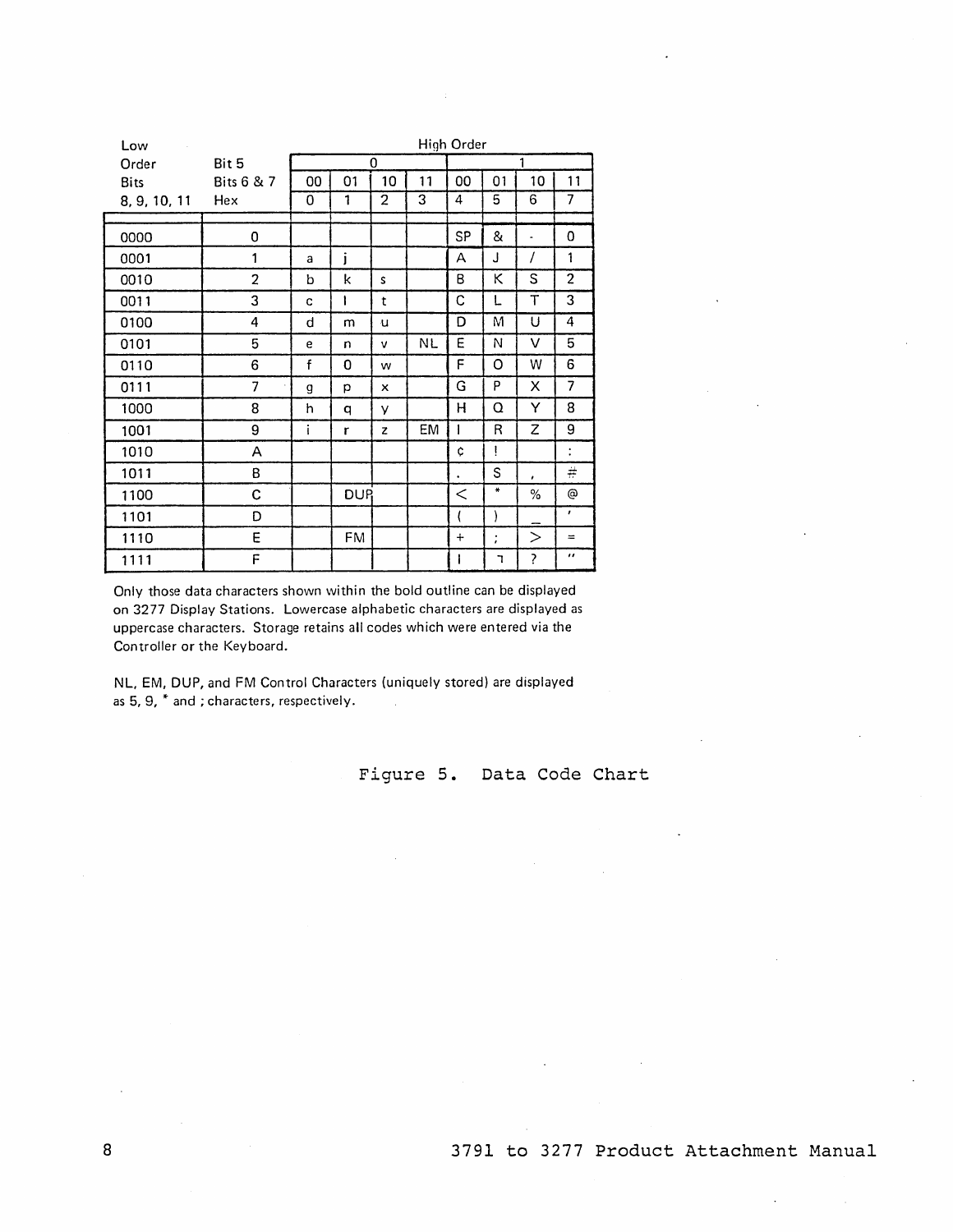| Low Order Bits 8, 9, 10, 11 | Bit 5 Bits 6 & 7 Hex | High Order 0 | | | | 1 | | | |
|---|---|---|---|---|---|---|---|---|---|
| | | 00 | 01 | 10 | 11 | 00 | 01 | 10 | 11 |
| | | 0 | 1 | 2 | 3 | 4 | 5 | 6 | 7 |
| 0000 | 0 | | | | | SP | & | - | 0 |
| 0001 | 1 | a | j | | | A | J | / | 1 |
| 0010 | 2 | b | k | s | | B | K | S | 2 |
| 0011 | 3 | c | l | t | | C | L | T | 3 |
| 0100 | 4 | d | m | u | | D | M | U | 4 |
| 0101 | 5 | e | n | v | NL | E | N | V | 5 |
| 0110 | 6 | f | o | w | | F | O | W | 6 |
| 0111 | 7 | g | p | x | | G | P | X | 7 |
| 1000 | 8 | h | q | y | | H | Q | Y | 8 |
| 1001 | 9 | i | r | z | EM | I | R | Z | 9 |
| 1010 | A | | | | | ¢ | ! | | : |
| 1011 | B | | | | | . | $ | , | # |
| 1100 | C | | DUP | | | < | * | % | @ |
| 1101 | D | | | | | ( | ) | _ | ' |
| 1110 | E | | FM | | | + | ; | > | = |
| 1111 | F | | | | | \| | ¬ | ? | " |

Only those data characters shown within the bold outline can be displayed on 3277 Display Stations. Lowercase alphabetic characters are displayed as uppercase characters. Storage retains all codes which were entered via the Controller or the Keyboard.

NL, EM, DUP, and FM Control Characters (uniquely stored) are displayed as 5, 9, * and ; characters, respectively.

Figure 5. Data Code Chart